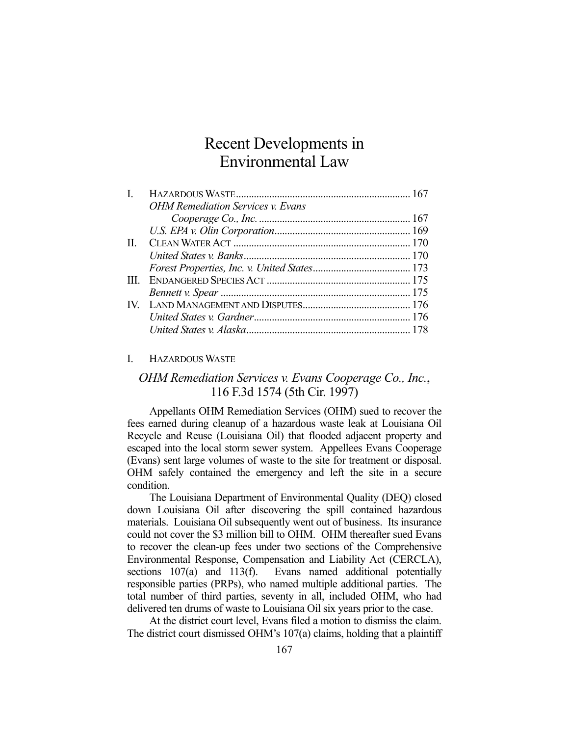# Recent Developments in Environmental Law

| | | |
|---|---|---|
| I. | HAZARDOUS WASTE | 167 |
| | *OHM Remediation Services v. Evans Cooperage Co., Inc.* | 167 |
| | *U.S. EPA v. Olin Corporation* | 169 |
| II. | CLEAN WATER ACT | 170 |
| | *United States v. Banks* | 170 |
| | *Forest Properties, Inc. v. United States* | 173 |
| III. | ENDANGERED SPECIES ACT | 175 |
| | *Bennett v. Spear* | 175 |
| IV. | LAND MANAGEMENT AND DISPUTES | 176 |
| | *United States v. Gardner* | 176 |
| | *United States v. Alaska* | 178 |

## I. HAZARDOUS WASTE

### *OHM Remediation Services v. Evans Cooperage Co., Inc.*, 116 F.3d 1574 (5th Cir. 1997)

Appellants OHM Remediation Services (OHM) sued to recover the fees earned during cleanup of a hazardous waste leak at Louisiana Oil Recycle and Reuse (Louisiana Oil) that flooded adjacent property and escaped into the local storm sewer system. Appellees Evans Cooperage (Evans) sent large volumes of waste to the site for treatment or disposal. OHM safely contained the emergency and left the site in a secure condition.

The Louisiana Department of Environmental Quality (DEQ) closed down Louisiana Oil after discovering the spill contained hazardous materials. Louisiana Oil subsequently went out of business. Its insurance could not cover the $3 million bill to OHM. OHM thereafter sued Evans to recover the clean-up fees under two sections of the Comprehensive Environmental Response, Compensation and Liability Act (CERCLA), sections 107(a) and 113(f). Evans named additional potentially responsible parties (PRPs), who named multiple additional parties. The total number of third parties, seventy in all, included OHM, who had delivered ten drums of waste to Louisiana Oil six years prior to the case.

At the district court level, Evans filed a motion to dismiss the claim. The district court dismissed OHM's 107(a) claims, holding that a plaintiff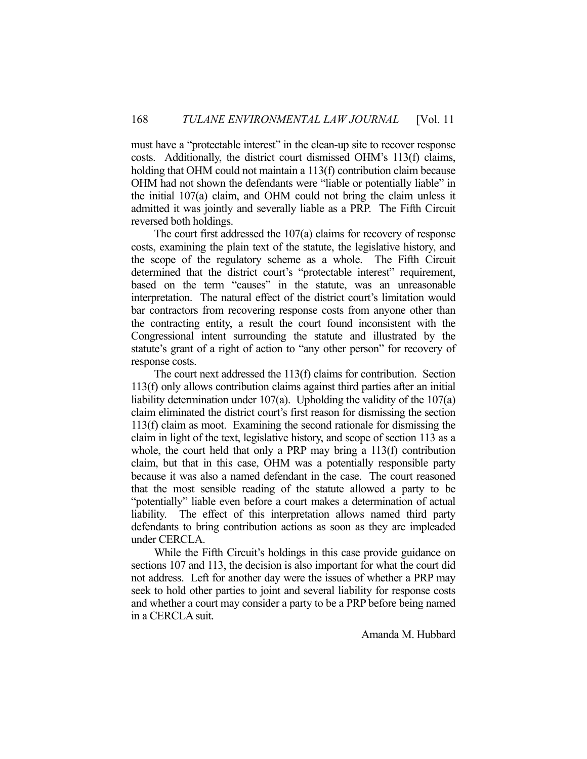must have a "protectable interest" in the clean-up site to recover response costs. Additionally, the district court dismissed OHM's 113(f) claims, holding that OHM could not maintain a 113(f) contribution claim because OHM had not shown the defendants were "liable or potentially liable" in the initial 107(a) claim, and OHM could not bring the claim unless it admitted it was jointly and severally liable as a PRP. The Fifth Circuit reversed both holdings.

The court first addressed the 107(a) claims for recovery of response costs, examining the plain text of the statute, the legislative history, and the scope of the regulatory scheme as a whole. The Fifth Circuit determined that the district court's "protectable interest" requirement, based on the term "causes" in the statute, was an unreasonable interpretation. The natural effect of the district court's limitation would bar contractors from recovering response costs from anyone other than the contracting entity, a result the court found inconsistent with the Congressional intent surrounding the statute and illustrated by the statute's grant of a right of action to "any other person" for recovery of response costs.

The court next addressed the 113(f) claims for contribution. Section 113(f) only allows contribution claims against third parties after an initial liability determination under 107(a). Upholding the validity of the 107(a) claim eliminated the district court's first reason for dismissing the section 113(f) claim as moot. Examining the second rationale for dismissing the claim in light of the text, legislative history, and scope of section 113 as a whole, the court held that only a PRP may bring a 113(f) contribution claim, but that in this case, OHM was a potentially responsible party because it was also a named defendant in the case. The court reasoned that the most sensible reading of the statute allowed a party to be "potentially" liable even before a court makes a determination of actual liability. The effect of this interpretation allows named third party defendants to bring contribution actions as soon as they are impleaded under CERCLA.

While the Fifth Circuit's holdings in this case provide guidance on sections 107 and 113, the decision is also important for what the court did not address. Left for another day were the issues of whether a PRP may seek to hold other parties to joint and several liability for response costs and whether a court may consider a party to be a PRP before being named in a CERCLA suit.

Amanda M. Hubbard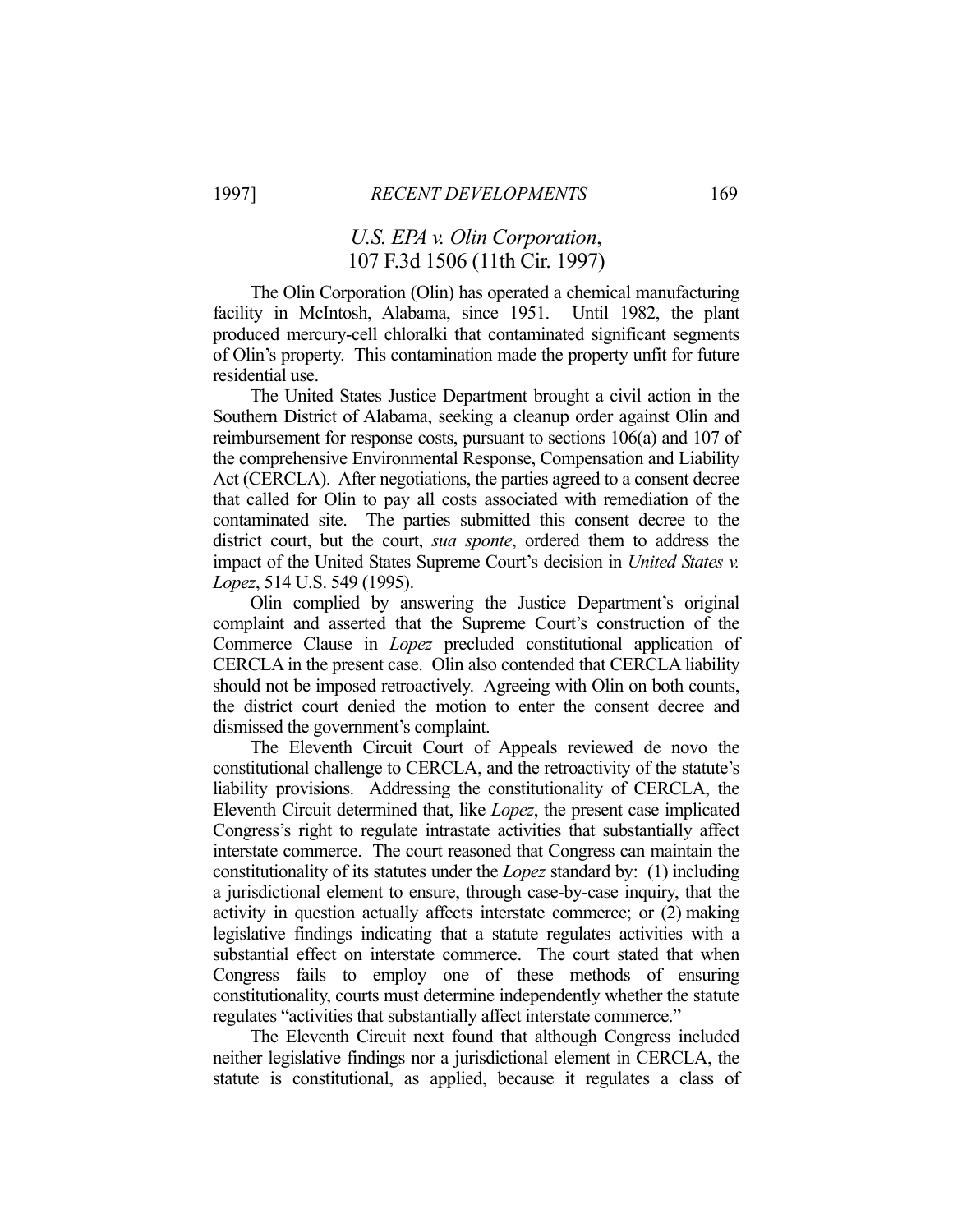## *U.S. EPA v. Olin Corporation*, 107 F.3d 1506 (11th Cir. 1997)

The Olin Corporation (Olin) has operated a chemical manufacturing facility in McIntosh, Alabama, since 1951. Until 1982, the plant produced mercury-cell chloralki that contaminated significant segments of Olin's property. This contamination made the property unfit for future residential use.

The United States Justice Department brought a civil action in the Southern District of Alabama, seeking a cleanup order against Olin and reimbursement for response costs, pursuant to sections 106(a) and 107 of the comprehensive Environmental Response, Compensation and Liability Act (CERCLA). After negotiations, the parties agreed to a consent decree that called for Olin to pay all costs associated with remediation of the contaminated site. The parties submitted this consent decree to the district court, but the court, *sua sponte*, ordered them to address the impact of the United States Supreme Court's decision in *United States v. Lopez*, 514 U.S. 549 (1995).

Olin complied by answering the Justice Department's original complaint and asserted that the Supreme Court's construction of the Commerce Clause in *Lopez* precluded constitutional application of CERCLA in the present case. Olin also contended that CERCLA liability should not be imposed retroactively. Agreeing with Olin on both counts, the district court denied the motion to enter the consent decree and dismissed the government's complaint.

The Eleventh Circuit Court of Appeals reviewed de novo the constitutional challenge to CERCLA, and the retroactivity of the statute's liability provisions. Addressing the constitutionality of CERCLA, the Eleventh Circuit determined that, like *Lopez*, the present case implicated Congress's right to regulate intrastate activities that substantially affect interstate commerce. The court reasoned that Congress can maintain the constitutionality of its statutes under the *Lopez* standard by: (1) including a jurisdictional element to ensure, through case-by-case inquiry, that the activity in question actually affects interstate commerce; or (2) making legislative findings indicating that a statute regulates activities with a substantial effect on interstate commerce. The court stated that when Congress fails to employ one of these methods of ensuring constitutionality, courts must determine independently whether the statute regulates "activities that substantially affect interstate commerce."

The Eleventh Circuit next found that although Congress included neither legislative findings nor a jurisdictional element in CERCLA, the statute is constitutional, as applied, because it regulates a class of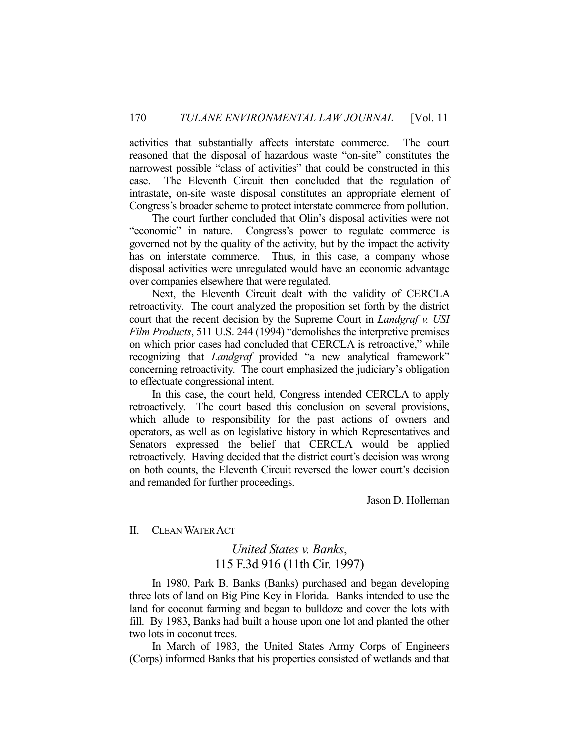activities that substantially affects interstate commerce. The court reasoned that the disposal of hazardous waste "on-site" constitutes the narrowest possible "class of activities" that could be constructed in this case. The Eleventh Circuit then concluded that the regulation of intrastate, on-site waste disposal constitutes an appropriate element of Congress's broader scheme to protect interstate commerce from pollution.

The court further concluded that Olin's disposal activities were not "economic" in nature. Congress's power to regulate commerce is governed not by the quality of the activity, but by the impact the activity has on interstate commerce. Thus, in this case, a company whose disposal activities were unregulated would have an economic advantage over companies elsewhere that were regulated.

Next, the Eleventh Circuit dealt with the validity of CERCLA retroactivity. The court analyzed the proposition set forth by the district court that the recent decision by the Supreme Court in *Landgraf v. USI Film Products*, 511 U.S. 244 (1994) "demolishes the interpretive premises on which prior cases had concluded that CERCLA is retroactive," while recognizing that *Landgraf* provided "a new analytical framework" concerning retroactivity. The court emphasized the judiciary's obligation to effectuate congressional intent.

In this case, the court held, Congress intended CERCLA to apply retroactively. The court based this conclusion on several provisions, which allude to responsibility for the past actions of owners and operators, as well as on legislative history in which Representatives and Senators expressed the belief that CERCLA would be applied retroactively. Having decided that the district court's decision was wrong on both counts, the Eleventh Circuit reversed the lower court's decision and remanded for further proceedings.

Jason D. Holleman

## II. CLEAN WATER ACT

### *United States v. Banks*, 115 F.3d 916 (11th Cir. 1997)

In 1980, Park B. Banks (Banks) purchased and began developing three lots of land on Big Pine Key in Florida. Banks intended to use the land for coconut farming and began to bulldoze and cover the lots with fill. By 1983, Banks had built a house upon one lot and planted the other two lots in coconut trees.

In March of 1983, the United States Army Corps of Engineers (Corps) informed Banks that his properties consisted of wetlands and that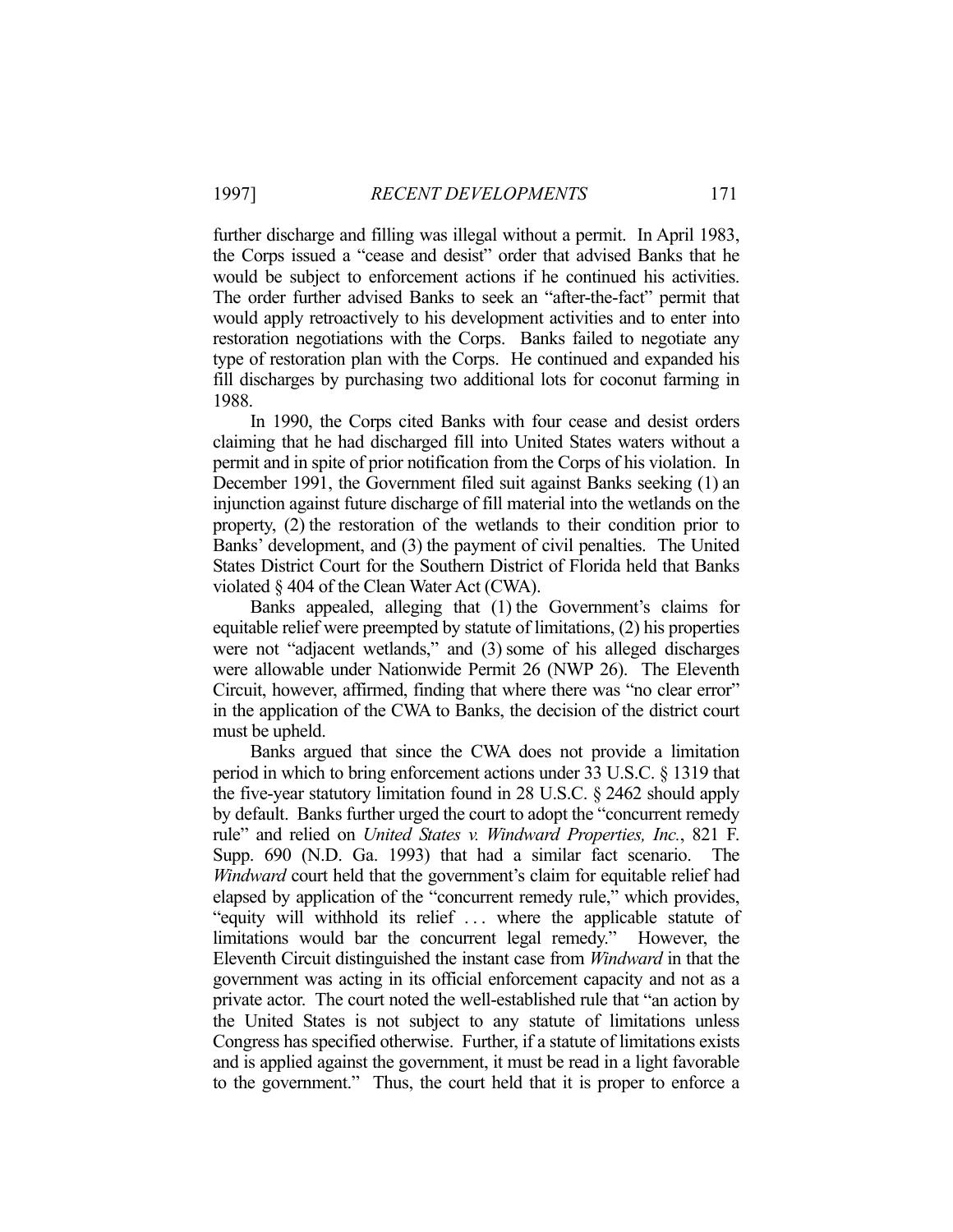further discharge and filling was illegal without a permit. In April 1983, the Corps issued a "cease and desist" order that advised Banks that he would be subject to enforcement actions if he continued his activities. The order further advised Banks to seek an "after-the-fact" permit that would apply retroactively to his development activities and to enter into restoration negotiations with the Corps. Banks failed to negotiate any type of restoration plan with the Corps. He continued and expanded his fill discharges by purchasing two additional lots for coconut farming in 1988.

In 1990, the Corps cited Banks with four cease and desist orders claiming that he had discharged fill into United States waters without a permit and in spite of prior notification from the Corps of his violation. In December 1991, the Government filed suit against Banks seeking (1) an injunction against future discharge of fill material into the wetlands on the property, (2) the restoration of the wetlands to their condition prior to Banks' development, and (3) the payment of civil penalties. The United States District Court for the Southern District of Florida held that Banks violated § 404 of the Clean Water Act (CWA).

Banks appealed, alleging that (1) the Government's claims for equitable relief were preempted by statute of limitations, (2) his properties were not "adjacent wetlands," and (3) some of his alleged discharges were allowable under Nationwide Permit 26 (NWP 26). The Eleventh Circuit, however, affirmed, finding that where there was "no clear error" in the application of the CWA to Banks, the decision of the district court must be upheld.

Banks argued that since the CWA does not provide a limitation period in which to bring enforcement actions under 33 U.S.C. § 1319 that the five-year statutory limitation found in 28 U.S.C. § 2462 should apply by default. Banks further urged the court to adopt the "concurrent remedy rule" and relied on *United States v. Windward Properties, Inc.*, 821 F. Supp. 690 (N.D. Ga. 1993) that had a similar fact scenario. The *Windward* court held that the government's claim for equitable relief had elapsed by application of the "concurrent remedy rule," which provides, "equity will withhold its relief . . . where the applicable statute of limitations would bar the concurrent legal remedy." However, the Eleventh Circuit distinguished the instant case from *Windward* in that the government was acting in its official enforcement capacity and not as a private actor. The court noted the well-established rule that "an action by the United States is not subject to any statute of limitations unless Congress has specified otherwise. Further, if a statute of limitations exists and is applied against the government, it must be read in a light favorable to the government." Thus, the court held that it is proper to enforce a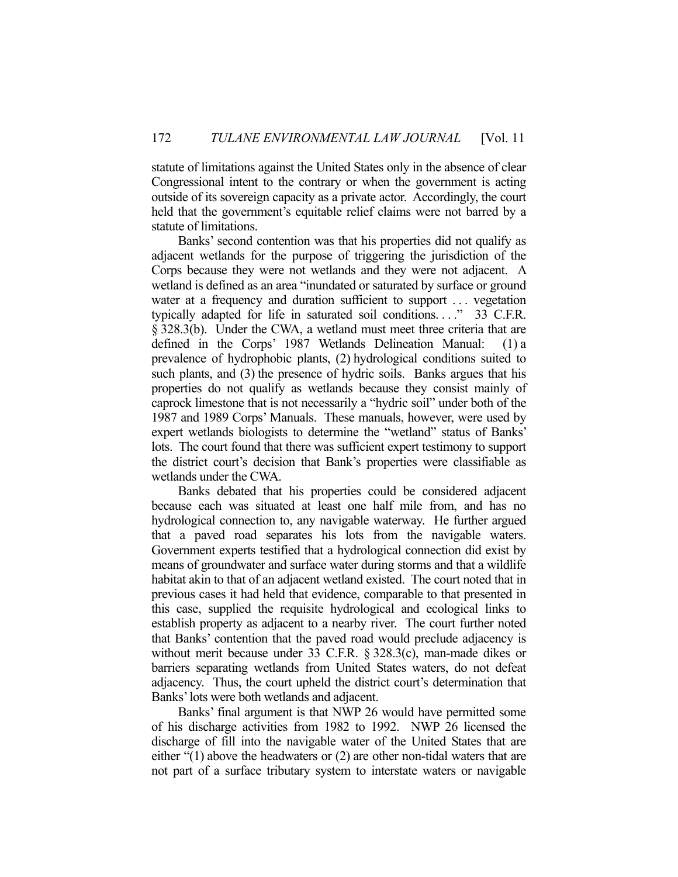statute of limitations against the United States only in the absence of clear Congressional intent to the contrary or when the government is acting outside of its sovereign capacity as a private actor. Accordingly, the court held that the government's equitable relief claims were not barred by a statute of limitations.

Banks' second contention was that his properties did not qualify as adjacent wetlands for the purpose of triggering the jurisdiction of the Corps because they were not wetlands and they were not adjacent. A wetland is defined as an area "inundated or saturated by surface or ground water at a frequency and duration sufficient to support . . . vegetation typically adapted for life in saturated soil conditions. . . ." 33 C.F.R. § 328.3(b). Under the CWA, a wetland must meet three criteria that are defined in the Corps' 1987 Wetlands Delineation Manual: (1) a prevalence of hydrophobic plants, (2) hydrological conditions suited to such plants, and (3) the presence of hydric soils. Banks argues that his properties do not qualify as wetlands because they consist mainly of caprock limestone that is not necessarily a "hydric soil" under both of the 1987 and 1989 Corps' Manuals. These manuals, however, were used by expert wetlands biologists to determine the "wetland" status of Banks' lots. The court found that there was sufficient expert testimony to support the district court's decision that Bank's properties were classifiable as wetlands under the CWA.

Banks debated that his properties could be considered adjacent because each was situated at least one half mile from, and has no hydrological connection to, any navigable waterway. He further argued that a paved road separates his lots from the navigable waters. Government experts testified that a hydrological connection did exist by means of groundwater and surface water during storms and that a wildlife habitat akin to that of an adjacent wetland existed. The court noted that in previous cases it had held that evidence, comparable to that presented in this case, supplied the requisite hydrological and ecological links to establish property as adjacent to a nearby river. The court further noted that Banks' contention that the paved road would preclude adjacency is without merit because under 33 C.F.R. § 328.3(c), man-made dikes or barriers separating wetlands from United States waters, do not defeat adjacency. Thus, the court upheld the district court's determination that Banks' lots were both wetlands and adjacent.

Banks' final argument is that NWP 26 would have permitted some of his discharge activities from 1982 to 1992. NWP 26 licensed the discharge of fill into the navigable water of the United States that are either "(1) above the headwaters or (2) are other non-tidal waters that are not part of a surface tributary system to interstate waters or navigable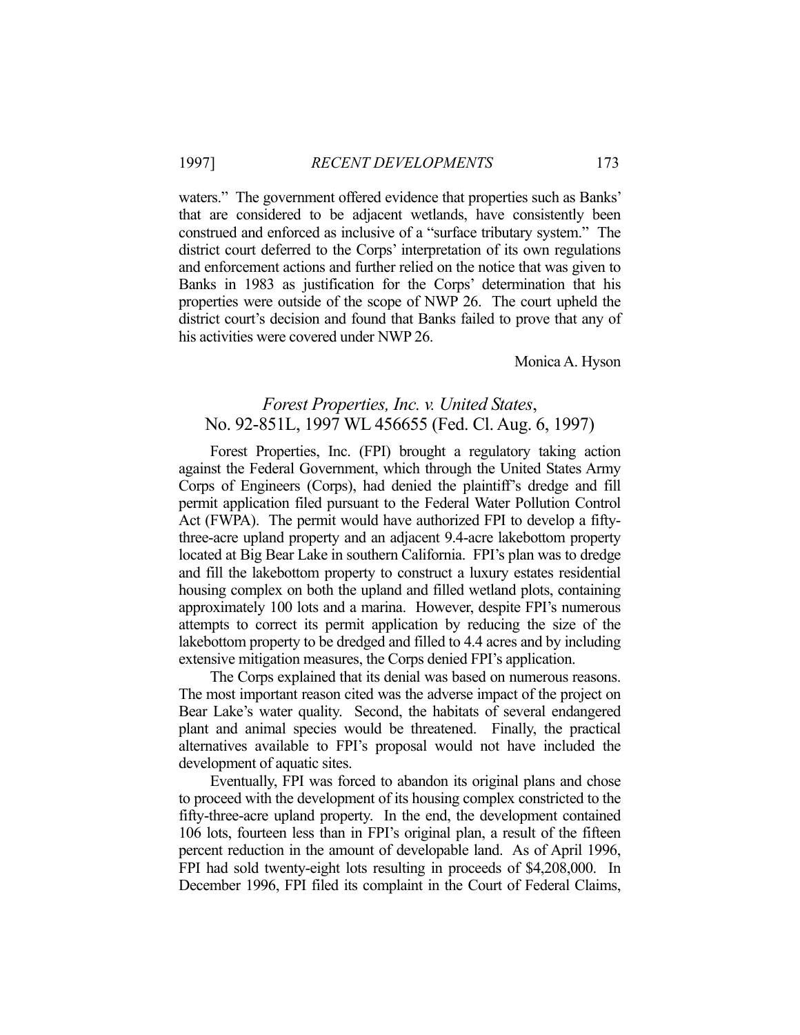waters." The government offered evidence that properties such as Banks' that are considered to be adjacent wetlands, have consistently been construed and enforced as inclusive of a "surface tributary system." The district court deferred to the Corps' interpretation of its own regulations and enforcement actions and further relied on the notice that was given to Banks in 1983 as justification for the Corps' determination that his properties were outside of the scope of NWP 26. The court upheld the district court's decision and found that Banks failed to prove that any of his activities were covered under NWP 26.

Monica A. Hyson

## *Forest Properties, Inc. v. United States*, No. 92-851L, 1997 WL 456655 (Fed. Cl. Aug. 6, 1997)

Forest Properties, Inc. (FPI) brought a regulatory taking action against the Federal Government, which through the United States Army Corps of Engineers (Corps), had denied the plaintiff's dredge and fill permit application filed pursuant to the Federal Water Pollution Control Act (FWPA). The permit would have authorized FPI to develop a fifty-three-acre upland property and an adjacent 9.4-acre lakebottom property located at Big Bear Lake in southern California. FPI's plan was to dredge and fill the lakebottom property to construct a luxury estates residential housing complex on both the upland and filled wetland plots, containing approximately 100 lots and a marina. However, despite FPI's numerous attempts to correct its permit application by reducing the size of the lakebottom property to be dredged and filled to 4.4 acres and by including extensive mitigation measures, the Corps denied FPI's application.

The Corps explained that its denial was based on numerous reasons. The most important reason cited was the adverse impact of the project on Bear Lake's water quality. Second, the habitats of several endangered plant and animal species would be threatened. Finally, the practical alternatives available to FPI's proposal would not have included the development of aquatic sites.

Eventually, FPI was forced to abandon its original plans and chose to proceed with the development of its housing complex constricted to the fifty-three-acre upland property. In the end, the development contained 106 lots, fourteen less than in FPI's original plan, a result of the fifteen percent reduction in the amount of developable land. As of April 1996, FPI had sold twenty-eight lots resulting in proceeds of $4,208,000. In December 1996, FPI filed its complaint in the Court of Federal Claims,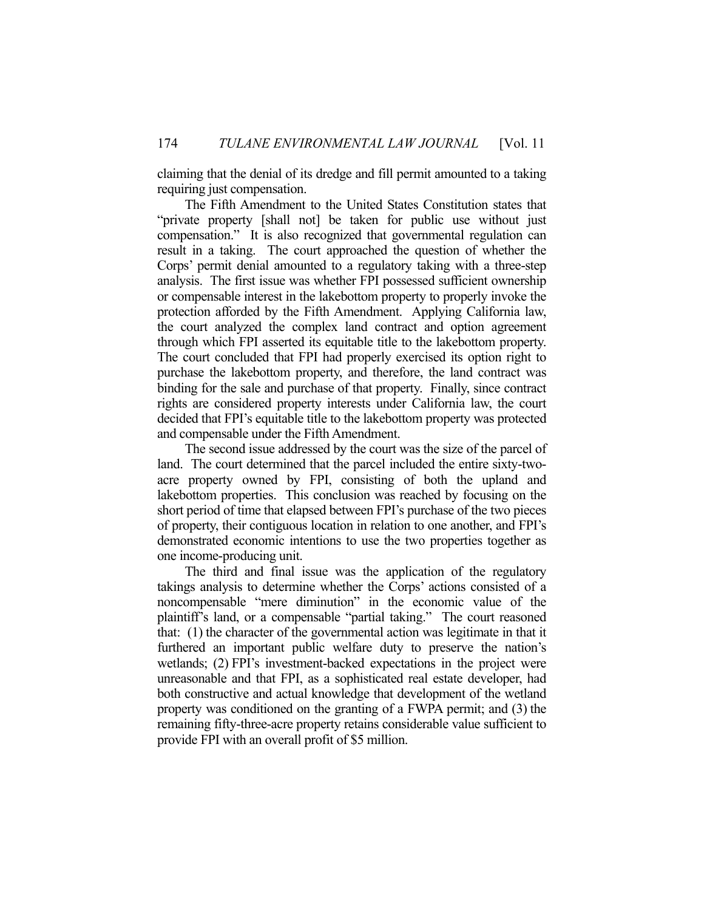claiming that the denial of its dredge and fill permit amounted to a taking requiring just compensation.

The Fifth Amendment to the United States Constitution states that "private property [shall not] be taken for public use without just compensation." It is also recognized that governmental regulation can result in a taking. The court approached the question of whether the Corps' permit denial amounted to a regulatory taking with a three-step analysis. The first issue was whether FPI possessed sufficient ownership or compensable interest in the lakebottom property to properly invoke the protection afforded by the Fifth Amendment. Applying California law, the court analyzed the complex land contract and option agreement through which FPI asserted its equitable title to the lakebottom property. The court concluded that FPI had properly exercised its option right to purchase the lakebottom property, and therefore, the land contract was binding for the sale and purchase of that property. Finally, since contract rights are considered property interests under California law, the court decided that FPI's equitable title to the lakebottom property was protected and compensable under the Fifth Amendment.

The second issue addressed by the court was the size of the parcel of land. The court determined that the parcel included the entire sixty-two-acre property owned by FPI, consisting of both the upland and lakebottom properties. This conclusion was reached by focusing on the short period of time that elapsed between FPI's purchase of the two pieces of property, their contiguous location in relation to one another, and FPI's demonstrated economic intentions to use the two properties together as one income-producing unit.

The third and final issue was the application of the regulatory takings analysis to determine whether the Corps' actions consisted of a noncompensable "mere diminution" in the economic value of the plaintiff's land, or a compensable "partial taking." The court reasoned that: (1) the character of the governmental action was legitimate in that it furthered an important public welfare duty to preserve the nation's wetlands; (2) FPI's investment-backed expectations in the project were unreasonable and that FPI, as a sophisticated real estate developer, had both constructive and actual knowledge that development of the wetland property was conditioned on the granting of a FWPA permit; and (3) the remaining fifty-three-acre property retains considerable value sufficient to provide FPI with an overall profit of $5 million.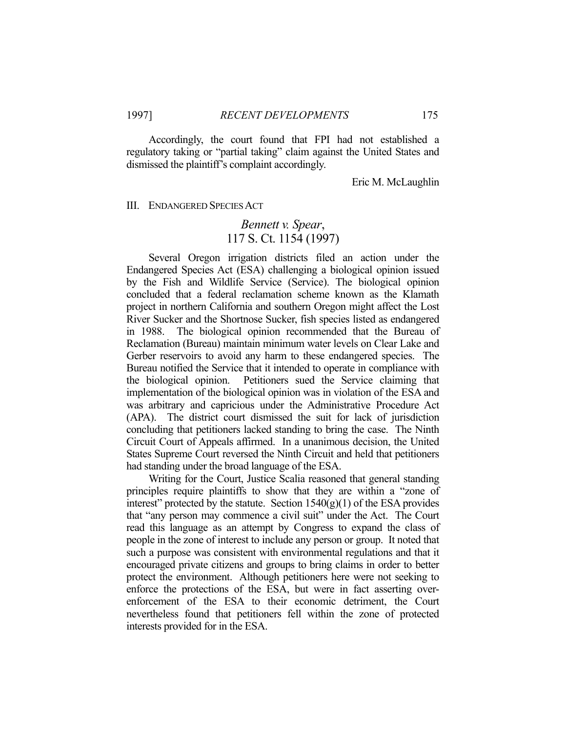Accordingly, the court found that FPI had not established a regulatory taking or "partial taking" claim against the United States and dismissed the plaintiff's complaint accordingly.

Eric M. McLaughlin

## III. ENDANGERED SPECIES ACT

### *Bennett v. Spear*, 117 S. Ct. 1154 (1997)

Several Oregon irrigation districts filed an action under the Endangered Species Act (ESA) challenging a biological opinion issued by the Fish and Wildlife Service (Service). The biological opinion concluded that a federal reclamation scheme known as the Klamath project in northern California and southern Oregon might affect the Lost River Sucker and the Shortnose Sucker, fish species listed as endangered in 1988. The biological opinion recommended that the Bureau of Reclamation (Bureau) maintain minimum water levels on Clear Lake and Gerber reservoirs to avoid any harm to these endangered species. The Bureau notified the Service that it intended to operate in compliance with the biological opinion. Petitioners sued the Service claiming that implementation of the biological opinion was in violation of the ESA and was arbitrary and capricious under the Administrative Procedure Act (APA). The district court dismissed the suit for lack of jurisdiction concluding that petitioners lacked standing to bring the case. The Ninth Circuit Court of Appeals affirmed. In a unanimous decision, the United States Supreme Court reversed the Ninth Circuit and held that petitioners had standing under the broad language of the ESA.

Writing for the Court, Justice Scalia reasoned that general standing principles require plaintiffs to show that they are within a "zone of interest" protected by the statute. Section 1540(g)(1) of the ESA provides that "any person may commence a civil suit" under the Act. The Court read this language as an attempt by Congress to expand the class of people in the zone of interest to include any person or group. It noted that such a purpose was consistent with environmental regulations and that it encouraged private citizens and groups to bring claims in order to better protect the environment. Although petitioners here were not seeking to enforce the protections of the ESA, but were in fact asserting over-enforcement of the ESA to their economic detriment, the Court nevertheless found that petitioners fell within the zone of protected interests provided for in the ESA.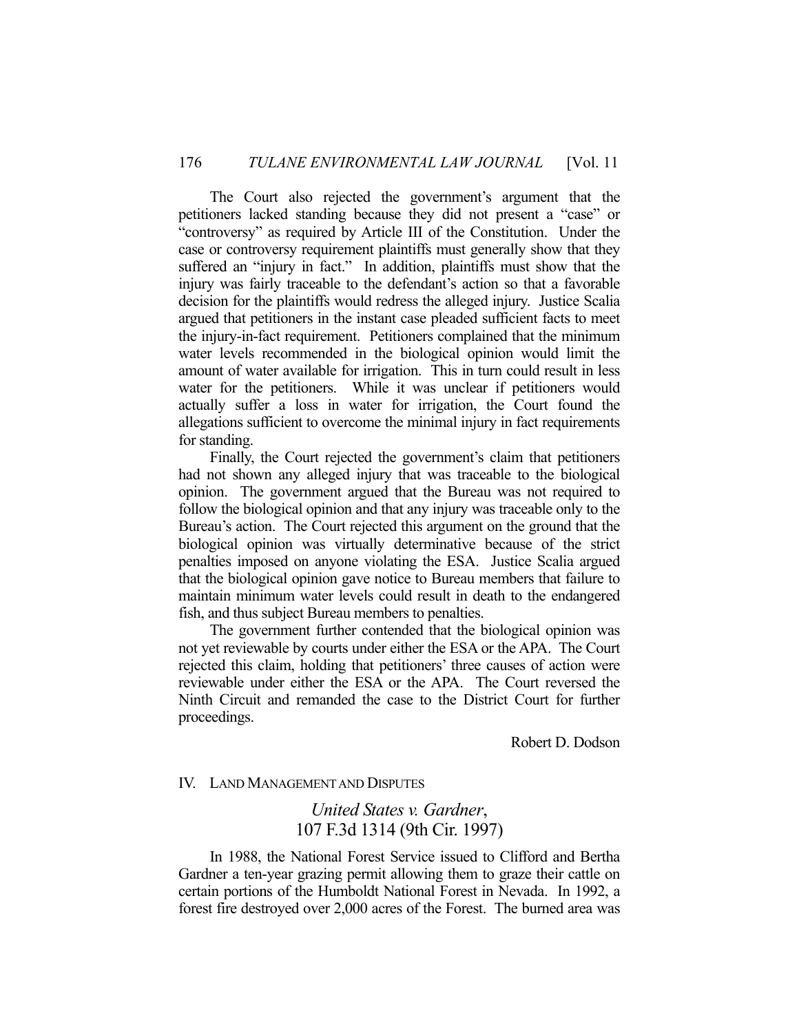The Court also rejected the government's argument that the petitioners lacked standing because they did not present a "case" or "controversy" as required by Article III of the Constitution. Under the case or controversy requirement plaintiffs must generally show that they suffered an "injury in fact." In addition, plaintiffs must show that the injury was fairly traceable to the defendant's action so that a favorable decision for the plaintiffs would redress the alleged injury. Justice Scalia argued that petitioners in the instant case pleaded sufficient facts to meet the injury-in-fact requirement. Petitioners complained that the minimum water levels recommended in the biological opinion would limit the amount of water available for irrigation. This in turn could result in less water for the petitioners. While it was unclear if petitioners would actually suffer a loss in water for irrigation, the Court found the allegations sufficient to overcome the minimal injury in fact requirements for standing.

Finally, the Court rejected the government's claim that petitioners had not shown any alleged injury that was traceable to the biological opinion. The government argued that the Bureau was not required to follow the biological opinion and that any injury was traceable only to the Bureau's action. The Court rejected this argument on the ground that the biological opinion was virtually determinative because of the strict penalties imposed on anyone violating the ESA. Justice Scalia argued that the biological opinion gave notice to Bureau members that failure to maintain minimum water levels could result in death to the endangered fish, and thus subject Bureau members to penalties.

The government further contended that the biological opinion was not yet reviewable by courts under either the ESA or the APA. The Court rejected this claim, holding that petitioners' three causes of action were reviewable under either the ESA or the APA. The Court reversed the Ninth Circuit and remanded the case to the District Court for further proceedings.

Robert D. Dodson

## IV. LAND MANAGEMENT AND DISPUTES

### *United States v. Gardner*, 107 F.3d 1314 (9th Cir. 1997)

In 1988, the National Forest Service issued to Clifford and Bertha Gardner a ten-year grazing permit allowing them to graze their cattle on certain portions of the Humboldt National Forest in Nevada. In 1992, a forest fire destroyed over 2,000 acres of the Forest. The burned area was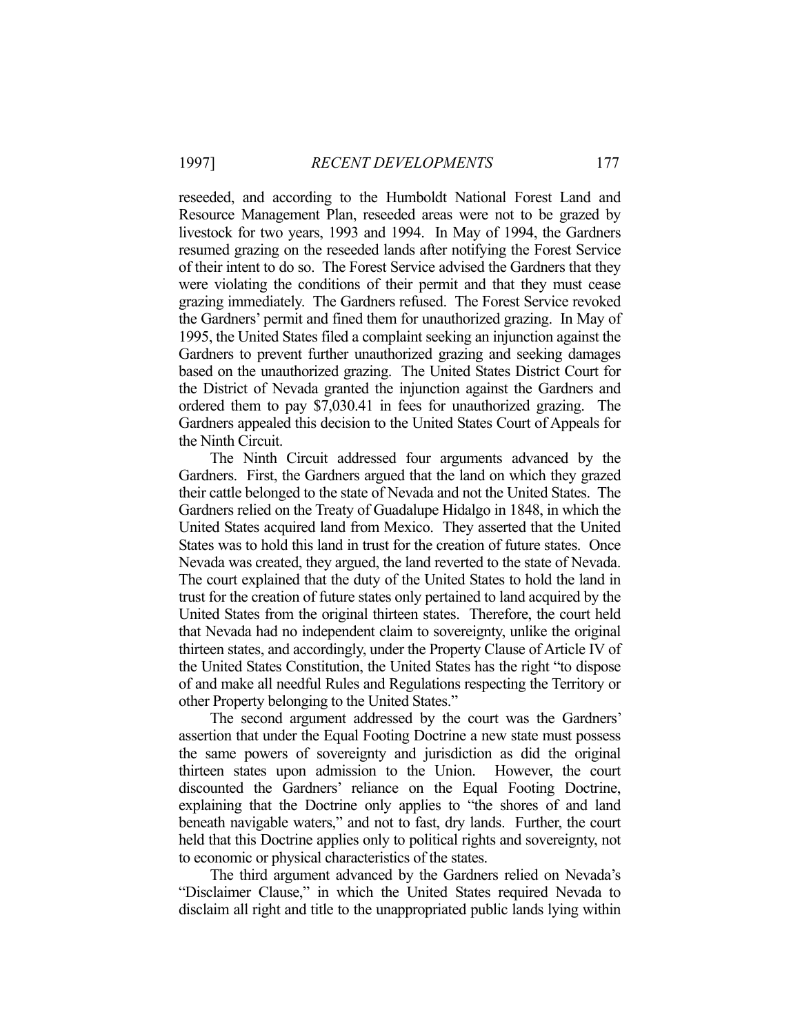reseeded, and according to the Humboldt National Forest Land and Resource Management Plan, reseeded areas were not to be grazed by livestock for two years, 1993 and 1994. In May of 1994, the Gardners resumed grazing on the reseeded lands after notifying the Forest Service of their intent to do so. The Forest Service advised the Gardners that they were violating the conditions of their permit and that they must cease grazing immediately. The Gardners refused. The Forest Service revoked the Gardners' permit and fined them for unauthorized grazing. In May of 1995, the United States filed a complaint seeking an injunction against the Gardners to prevent further unauthorized grazing and seeking damages based on the unauthorized grazing. The United States District Court for the District of Nevada granted the injunction against the Gardners and ordered them to pay $7,030.41 in fees for unauthorized grazing. The Gardners appealed this decision to the United States Court of Appeals for the Ninth Circuit.

The Ninth Circuit addressed four arguments advanced by the Gardners. First, the Gardners argued that the land on which they grazed their cattle belonged to the state of Nevada and not the United States. The Gardners relied on the Treaty of Guadalupe Hidalgo in 1848, in which the United States acquired land from Mexico. They asserted that the United States was to hold this land in trust for the creation of future states. Once Nevada was created, they argued, the land reverted to the state of Nevada. The court explained that the duty of the United States to hold the land in trust for the creation of future states only pertained to land acquired by the United States from the original thirteen states. Therefore, the court held that Nevada had no independent claim to sovereignty, unlike the original thirteen states, and accordingly, under the Property Clause of Article IV of the United States Constitution, the United States has the right "to dispose of and make all needful Rules and Regulations respecting the Territory or other Property belonging to the United States."

The second argument addressed by the court was the Gardners' assertion that under the Equal Footing Doctrine a new state must possess the same powers of sovereignty and jurisdiction as did the original thirteen states upon admission to the Union. However, the court discounted the Gardners' reliance on the Equal Footing Doctrine, explaining that the Doctrine only applies to "the shores of and land beneath navigable waters," and not to fast, dry lands. Further, the court held that this Doctrine applies only to political rights and sovereignty, not to economic or physical characteristics of the states.

The third argument advanced by the Gardners relied on Nevada's "Disclaimer Clause," in which the United States required Nevada to disclaim all right and title to the unappropriated public lands lying within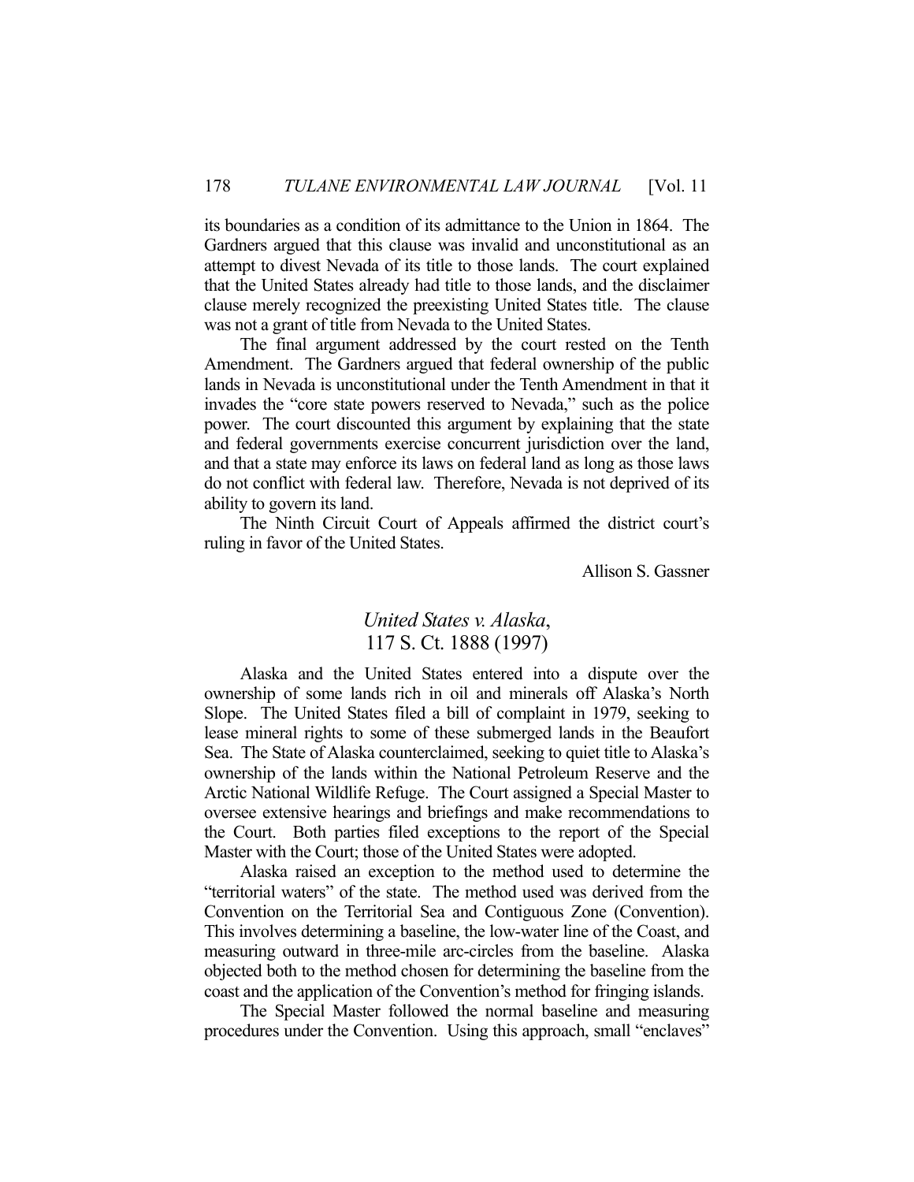its boundaries as a condition of its admittance to the Union in 1864. The Gardners argued that this clause was invalid and unconstitutional as an attempt to divest Nevada of its title to those lands. The court explained that the United States already had title to those lands, and the disclaimer clause merely recognized the preexisting United States title. The clause was not a grant of title from Nevada to the United States.

The final argument addressed by the court rested on the Tenth Amendment. The Gardners argued that federal ownership of the public lands in Nevada is unconstitutional under the Tenth Amendment in that it invades the "core state powers reserved to Nevada," such as the police power. The court discounted this argument by explaining that the state and federal governments exercise concurrent jurisdiction over the land, and that a state may enforce its laws on federal land as long as those laws do not conflict with federal law. Therefore, Nevada is not deprived of its ability to govern its land.

The Ninth Circuit Court of Appeals affirmed the district court's ruling in favor of the United States.

Allison S. Gassner

## *United States v. Alaska*, 117 S. Ct. 1888 (1997)

Alaska and the United States entered into a dispute over the ownership of some lands rich in oil and minerals off Alaska's North Slope. The United States filed a bill of complaint in 1979, seeking to lease mineral rights to some of these submerged lands in the Beaufort Sea. The State of Alaska counterclaimed, seeking to quiet title to Alaska's ownership of the lands within the National Petroleum Reserve and the Arctic National Wildlife Refuge. The Court assigned a Special Master to oversee extensive hearings and briefings and make recommendations to the Court. Both parties filed exceptions to the report of the Special Master with the Court; those of the United States were adopted.

Alaska raised an exception to the method used to determine the "territorial waters" of the state. The method used was derived from the Convention on the Territorial Sea and Contiguous Zone (Convention). This involves determining a baseline, the low-water line of the Coast, and measuring outward in three-mile arc-circles from the baseline. Alaska objected both to the method chosen for determining the baseline from the coast and the application of the Convention's method for fringing islands.

The Special Master followed the normal baseline and measuring procedures under the Convention. Using this approach, small "enclaves"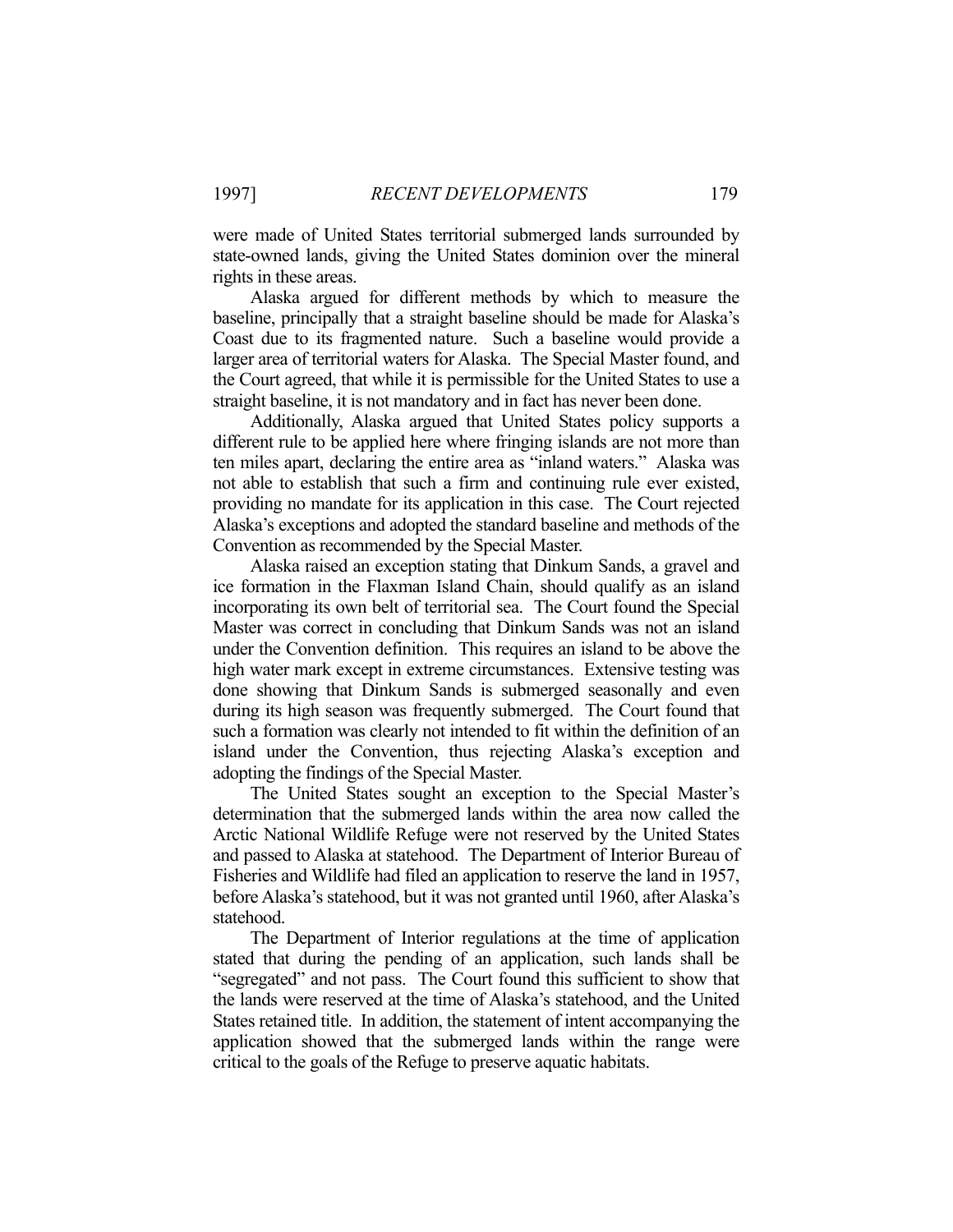were made of United States territorial submerged lands surrounded by state-owned lands, giving the United States dominion over the mineral rights in these areas.

Alaska argued for different methods by which to measure the baseline, principally that a straight baseline should be made for Alaska's Coast due to its fragmented nature. Such a baseline would provide a larger area of territorial waters for Alaska. The Special Master found, and the Court agreed, that while it is permissible for the United States to use a straight baseline, it is not mandatory and in fact has never been done.

Additionally, Alaska argued that United States policy supports a different rule to be applied here where fringing islands are not more than ten miles apart, declaring the entire area as "inland waters." Alaska was not able to establish that such a firm and continuing rule ever existed, providing no mandate for its application in this case. The Court rejected Alaska's exceptions and adopted the standard baseline and methods of the Convention as recommended by the Special Master.

Alaska raised an exception stating that Dinkum Sands, a gravel and ice formation in the Flaxman Island Chain, should qualify as an island incorporating its own belt of territorial sea. The Court found the Special Master was correct in concluding that Dinkum Sands was not an island under the Convention definition. This requires an island to be above the high water mark except in extreme circumstances. Extensive testing was done showing that Dinkum Sands is submerged seasonally and even during its high season was frequently submerged. The Court found that such a formation was clearly not intended to fit within the definition of an island under the Convention, thus rejecting Alaska's exception and adopting the findings of the Special Master.

The United States sought an exception to the Special Master's determination that the submerged lands within the area now called the Arctic National Wildlife Refuge were not reserved by the United States and passed to Alaska at statehood. The Department of Interior Bureau of Fisheries and Wildlife had filed an application to reserve the land in 1957, before Alaska's statehood, but it was not granted until 1960, after Alaska's statehood.

The Department of Interior regulations at the time of application stated that during the pending of an application, such lands shall be "segregated" and not pass. The Court found this sufficient to show that the lands were reserved at the time of Alaska's statehood, and the United States retained title. In addition, the statement of intent accompanying the application showed that the submerged lands within the range were critical to the goals of the Refuge to preserve aquatic habitats.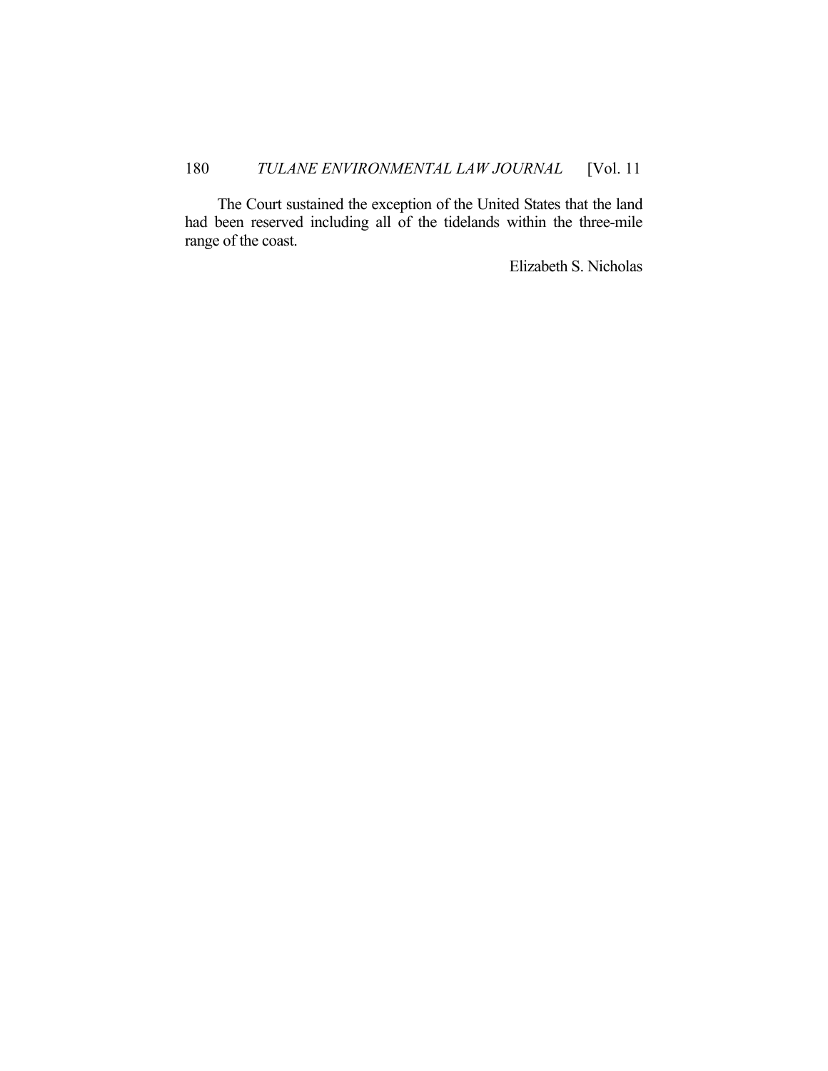The Court sustained the exception of the United States that the land had been reserved including all of the tidelands within the three-mile range of the coast.

Elizabeth S. Nicholas